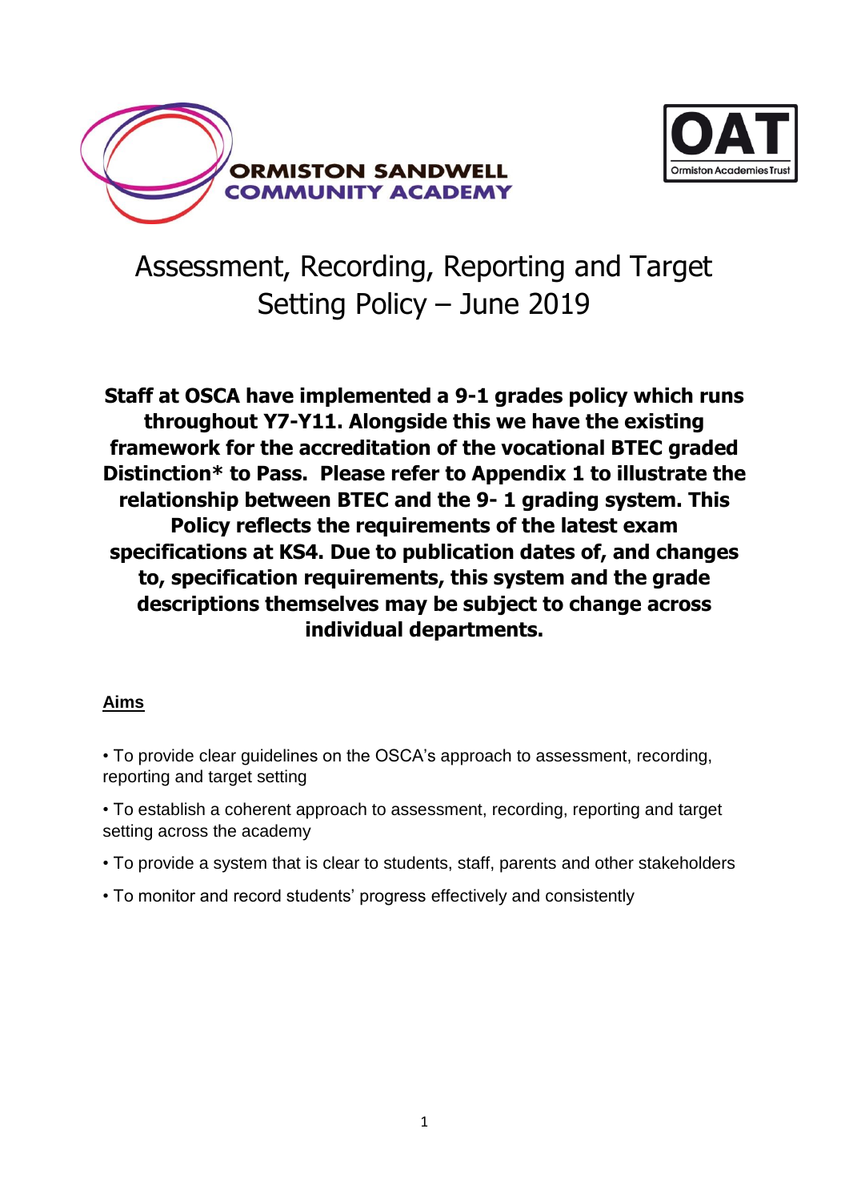ORMISTON SANDWELL COMMUNITY ACADEMY

OAT Ormiston Academies Trust

# Assessment, Recording, Reporting and Target Setting Policy – June 2019

**Staff at OSCA have implemented a 9-1 grades policy which runs throughout Y7-Y11. Alongside this we have the existing framework for the accreditation of the vocational BTEC graded Distinction* to Pass. Please refer to Appendix 1 to illustrate the relationship between BTEC and the 9- 1 grading system. This Policy reflects the requirements of the latest exam specifications at KS4. Due to publication dates of, and changes to, specification requirements, this system and the grade descriptions themselves may be subject to change across individual departments.**

## Aims

- To provide clear guidelines on the OSCA's approach to assessment, recording, reporting and target setting
- To establish a coherent approach to assessment, recording, reporting and target setting across the academy
- To provide a system that is clear to students, staff, parents and other stakeholders
- To monitor and record students' progress effectively and consistently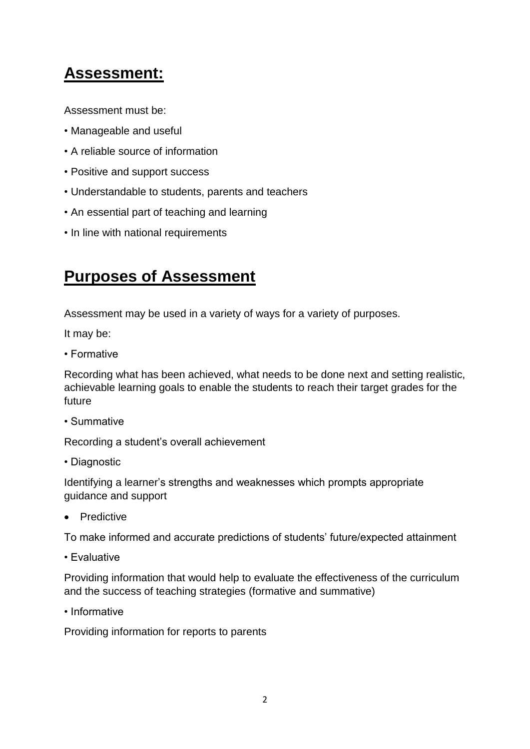## **Assessment:**

Assessment must be:

- Manageable and useful
- A reliable source of information
- Positive and support success
- Understandable to students, parents and teachers
- An essential part of teaching and learning
- In line with national requirements

## **Purposes of Assessment**

Assessment may be used in a variety of ways for a variety of purposes.

It may be:

- Formative

Recording what has been achieved, what needs to be done next and setting realistic, achievable learning goals to enable the students to reach their target grades for the future

- Summative

Recording a student's overall achievement

- Diagnostic

Identifying a learner's strengths and weaknesses which prompts appropriate guidance and support

- Predictive

To make informed and accurate predictions of students' future/expected attainment

- Evaluative

Providing information that would help to evaluate the effectiveness of the curriculum and the success of teaching strategies (formative and summative)

- Informative

Providing information for reports to parents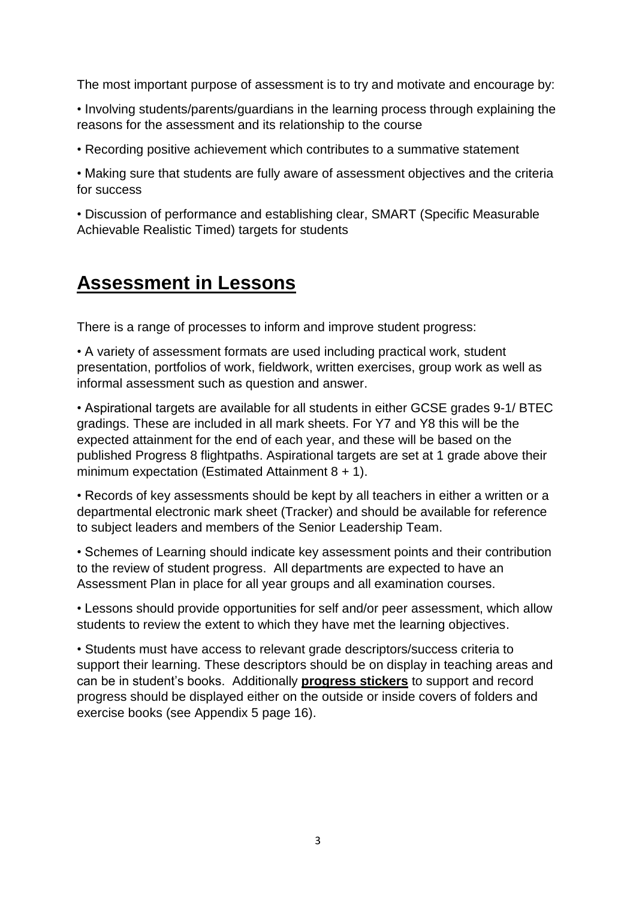The most important purpose of assessment is to try and motivate and encourage by:

- Involving students/parents/guardians in the learning process through explaining the reasons for the assessment and its relationship to the course
- Recording positive achievement which contributes to a summative statement
- Making sure that students are fully aware of assessment objectives and the criteria for success
- Discussion of performance and establishing clear, SMART (Specific Measurable Achievable Realistic Timed) targets for students

## Assessment in Lessons

There is a range of processes to inform and improve student progress:

- A variety of assessment formats are used including practical work, student presentation, portfolios of work, fieldwork, written exercises, group work as well as informal assessment such as question and answer.
- Aspirational targets are available for all students in either GCSE grades 9-1/ BTEC gradings. These are included in all mark sheets. For Y7 and Y8 this will be the expected attainment for the end of each year, and these will be based on the published Progress 8 flightpaths. Aspirational targets are set at 1 grade above their minimum expectation (Estimated Attainment 8 + 1).
- Records of key assessments should be kept by all teachers in either a written or a departmental electronic mark sheet (Tracker) and should be available for reference to subject leaders and members of the Senior Leadership Team.
- Schemes of Learning should indicate key assessment points and their contribution to the review of student progress. All departments are expected to have an Assessment Plan in place for all year groups and all examination courses.
- Lessons should provide opportunities for self and/or peer assessment, which allow students to review the extent to which they have met the learning objectives.
- Students must have access to relevant grade descriptors/success criteria to support their learning. These descriptors should be on display in teaching areas and can be in student's books. Additionally **progress stickers** to support and record progress should be displayed either on the outside or inside covers of folders and exercise books (see Appendix 5 page 16).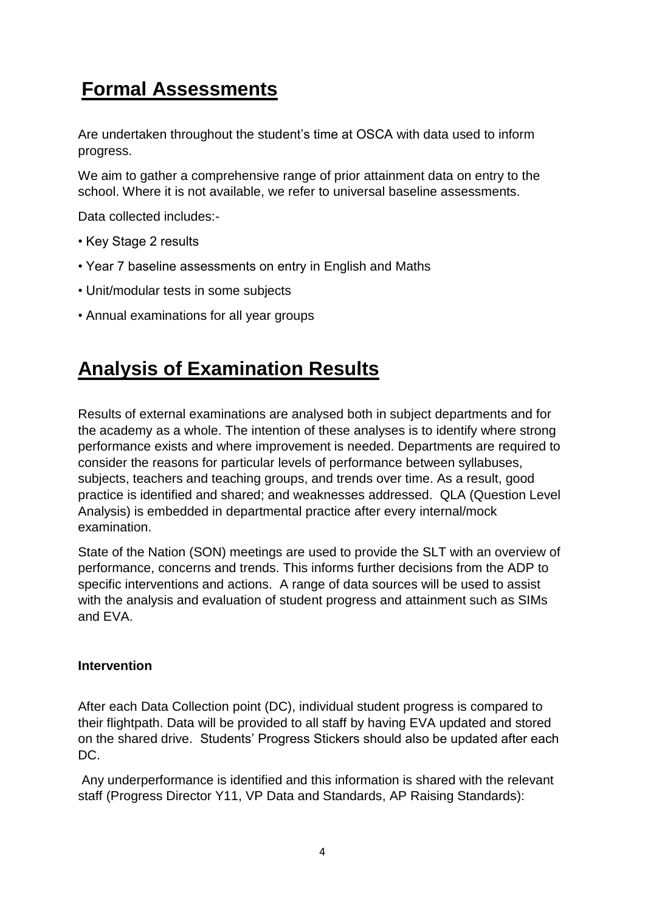## Formal Assessments

Are undertaken throughout the student's time at OSCA with data used to inform progress.

We aim to gather a comprehensive range of prior attainment data on entry to the school. Where it is not available, we refer to universal baseline assessments.

Data collected includes:-

- Key Stage 2 results
- Year 7 baseline assessments on entry in English and Maths
- Unit/modular tests in some subjects
- Annual examinations for all year groups

## Analysis of Examination Results

Results of external examinations are analysed both in subject departments and for the academy as a whole. The intention of these analyses is to identify where strong performance exists and where improvement is needed. Departments are required to consider the reasons for particular levels of performance between syllabuses, subjects, teachers and teaching groups, and trends over time. As a result, good practice is identified and shared; and weaknesses addressed. QLA (Question Level Analysis) is embedded in departmental practice after every internal/mock examination.

State of the Nation (SON) meetings are used to provide the SLT with an overview of performance, concerns and trends. This informs further decisions from the ADP to specific interventions and actions. A range of data sources will be used to assist with the analysis and evaluation of student progress and attainment such as SIMs and EVA.

**Intervention**

After each Data Collection point (DC), individual student progress is compared to their flightpath. Data will be provided to all staff by having EVA updated and stored on the shared drive. Students' Progress Stickers should also be updated after each DC.

Any underperformance is identified and this information is shared with the relevant staff (Progress Director Y11, VP Data and Standards, AP Raising Standards):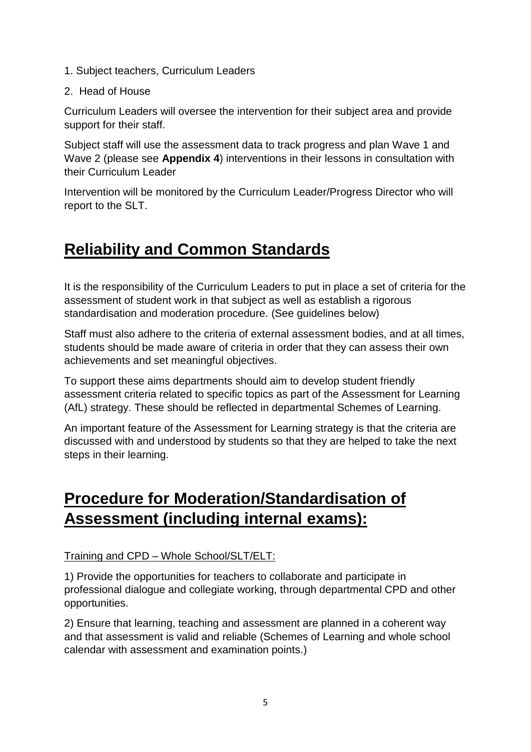1. Subject teachers, Curriculum Leaders
2. Head of House

Curriculum Leaders will oversee the intervention for their subject area and provide support for their staff.

Subject staff will use the assessment data to track progress and plan Wave 1 and Wave 2 (please see **Appendix 4**) interventions in their lessons in consultation with their Curriculum Leader

Intervention will be monitored by the Curriculum Leader/Progress Director who will report to the SLT.

## Reliability and Common Standards

It is the responsibility of the Curriculum Leaders to put in place a set of criteria for the assessment of student work in that subject as well as establish a rigorous standardisation and moderation procedure. (See guidelines below)

Staff must also adhere to the criteria of external assessment bodies, and at all times, students should be made aware of criteria in order that they can assess their own achievements and set meaningful objectives.

To support these aims departments should aim to develop student friendly assessment criteria related to specific topics as part of the Assessment for Learning (AfL) strategy. These should be reflected in departmental Schemes of Learning.

An important feature of the Assessment for Learning strategy is that the criteria are discussed with and understood by students so that they are helped to take the next steps in their learning.

## Procedure for Moderation/Standardisation of Assessment (including internal exams):

Training and CPD – Whole School/SLT/ELT:

1) Provide the opportunities for teachers to collaborate and participate in professional dialogue and collegiate working, through departmental CPD and other opportunities.

2) Ensure that learning, teaching and assessment are planned in a coherent way and that assessment is valid and reliable (Schemes of Learning and whole school calendar with assessment and examination points.)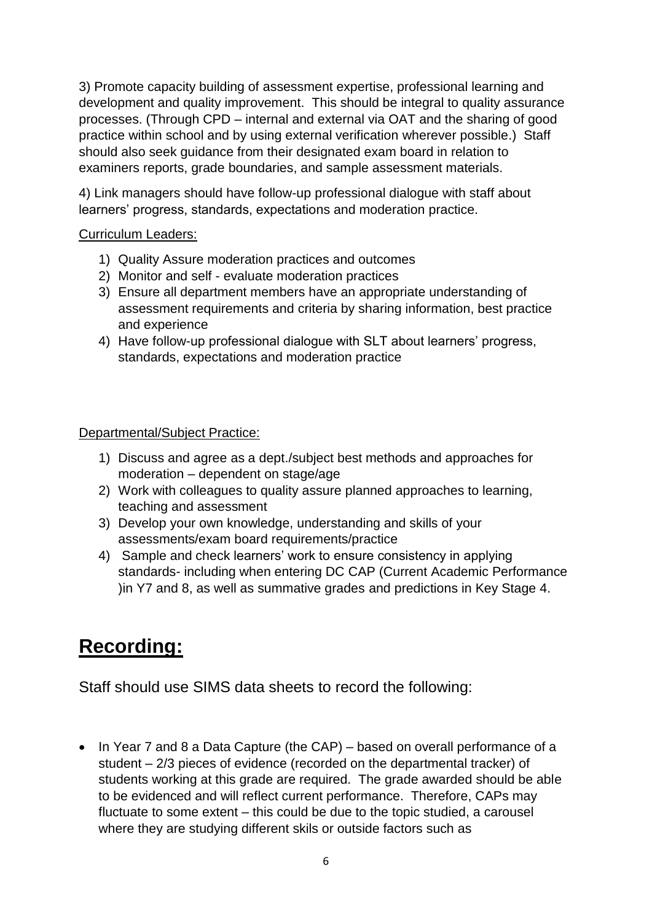3) Promote capacity building of assessment expertise, professional learning and development and quality improvement. This should be integral to quality assurance processes. (Through CPD – internal and external via OAT and the sharing of good practice within school and by using external verification wherever possible.) Staff should also seek guidance from their designated exam board in relation to examiners reports, grade boundaries, and sample assessment materials.

4) Link managers should have follow-up professional dialogue with staff about learners' progress, standards, expectations and moderation practice.

Curriculum Leaders:

1) Quality Assure moderation practices and outcomes
2) Monitor and self - evaluate moderation practices
3) Ensure all department members have an appropriate understanding of assessment requirements and criteria by sharing information, best practice and experience
4) Have follow-up professional dialogue with SLT about learners' progress, standards, expectations and moderation practice

Departmental/Subject Practice:

1) Discuss and agree as a dept./subject best methods and approaches for moderation – dependent on stage/age
2) Work with colleagues to quality assure planned approaches to learning, teaching and assessment
3) Develop your own knowledge, understanding and skills of your assessments/exam board requirements/practice
4) Sample and check learners' work to ensure consistency in applying standards- including when entering DC CAP (Current Academic Performance )in Y7 and 8, as well as summative grades and predictions in Key Stage 4.

# **Recording:**

Staff should use SIMS data sheets to record the following:

- In Year 7 and 8 a Data Capture (the CAP) – based on overall performance of a student – 2/3 pieces of evidence (recorded on the departmental tracker) of students working at this grade are required. The grade awarded should be able to be evidenced and will reflect current performance. Therefore, CAPs may fluctuate to some extent – this could be due to the topic studied, a carousel where they are studying different skils or outside factors such as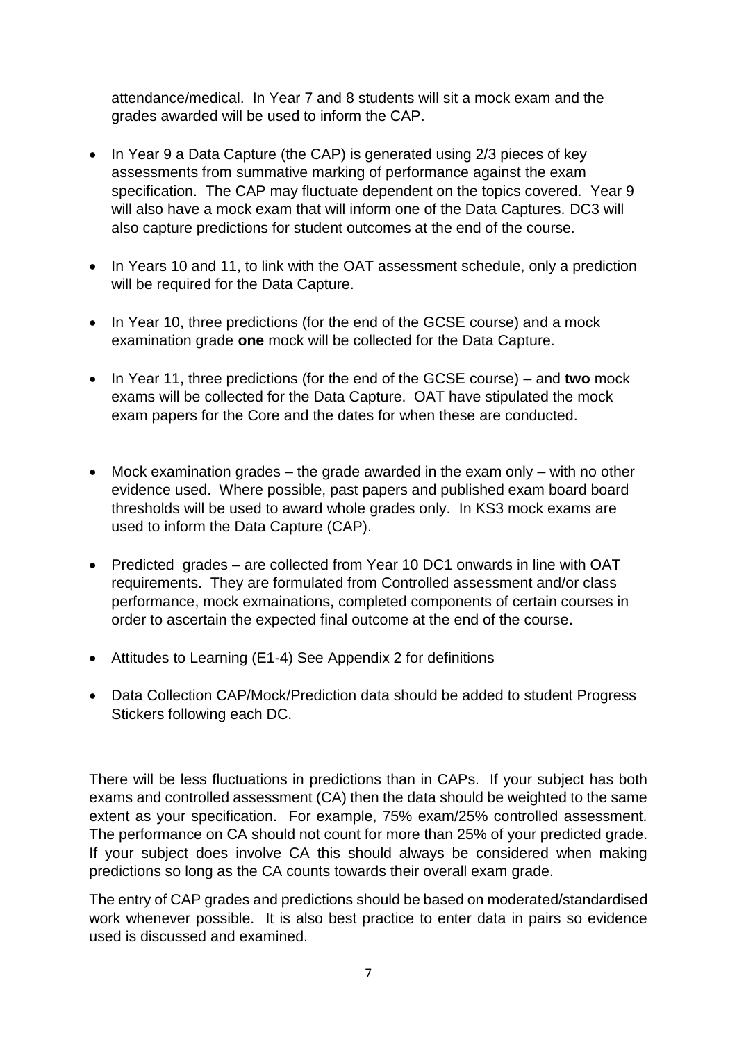attendance/medical. In Year 7 and 8 students will sit a mock exam and the grades awarded will be used to inform the CAP.

- In Year 9 a Data Capture (the CAP) is generated using 2/3 pieces of key assessments from summative marking of performance against the exam specification. The CAP may fluctuate dependent on the topics covered. Year 9 will also have a mock exam that will inform one of the Data Captures. DC3 will also capture predictions for student outcomes at the end of the course.

- In Years 10 and 11, to link with the OAT assessment schedule, only a prediction will be required for the Data Capture.

- In Year 10, three predictions (for the end of the GCSE course) and a mock examination grade **one** mock will be collected for the Data Capture.

- In Year 11, three predictions (for the end of the GCSE course) – and **two** mock exams will be collected for the Data Capture. OAT have stipulated the mock exam papers for the Core and the dates for when these are conducted.

- Mock examination grades – the grade awarded in the exam only – with no other evidence used. Where possible, past papers and published exam board board thresholds will be used to award whole grades only. In KS3 mock exams are used to inform the Data Capture (CAP).

- Predicted grades – are collected from Year 10 DC1 onwards in line with OAT requirements. They are formulated from Controlled assessment and/or class performance, mock exmainations, completed components of certain courses in order to ascertain the expected final outcome at the end of the course.

- Attitudes to Learning (E1-4) See Appendix 2 for definitions

- Data Collection CAP/Mock/Prediction data should be added to student Progress Stickers following each DC.

There will be less fluctuations in predictions than in CAPs. If your subject has both exams and controlled assessment (CA) then the data should be weighted to the same extent as your specification. For example, 75% exam/25% controlled assessment. The performance on CA should not count for more than 25% of your predicted grade. If your subject does involve CA this should always be considered when making predictions so long as the CA counts towards their overall exam grade.

The entry of CAP grades and predictions should be based on moderated/standardised work whenever possible. It is also best practice to enter data in pairs so evidence used is discussed and examined.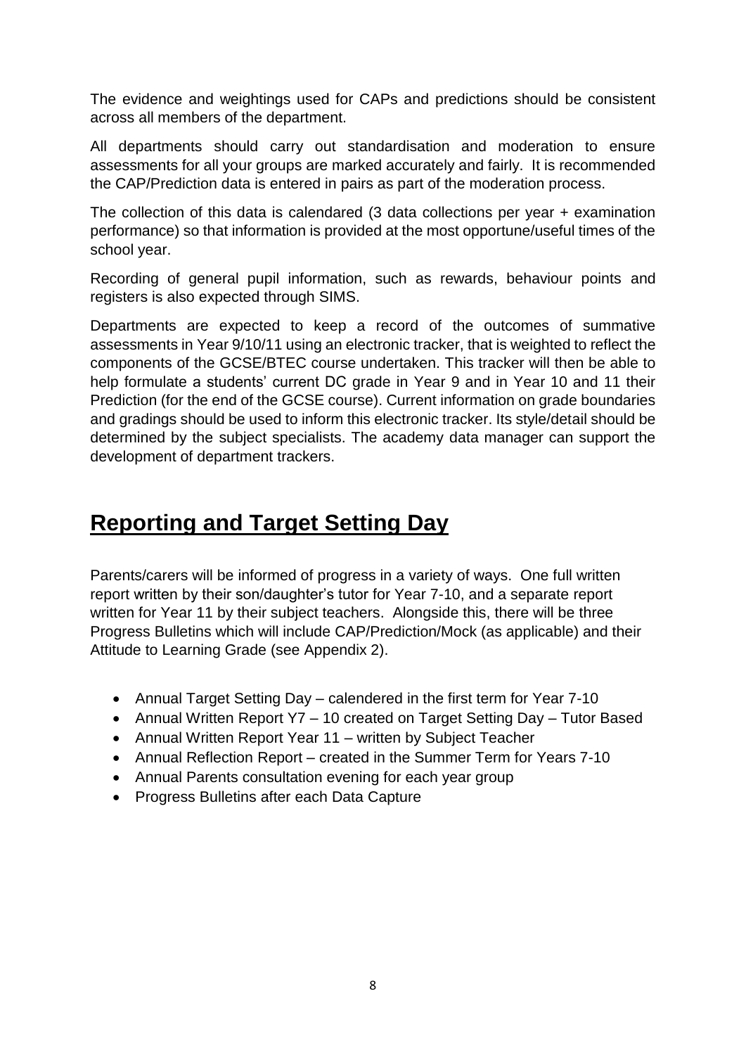The evidence and weightings used for CAPs and predictions should be consistent across all members of the department.

All departments should carry out standardisation and moderation to ensure assessments for all your groups are marked accurately and fairly. It is recommended the CAP/Prediction data is entered in pairs as part of the moderation process.

The collection of this data is calendared (3 data collections per year + examination performance) so that information is provided at the most opportune/useful times of the school year.

Recording of general pupil information, such as rewards, behaviour points and registers is also expected through SIMS.

Departments are expected to keep a record of the outcomes of summative assessments in Year 9/10/11 using an electronic tracker, that is weighted to reflect the components of the GCSE/BTEC course undertaken. This tracker will then be able to help formulate a students' current DC grade in Year 9 and in Year 10 and 11 their Prediction (for the end of the GCSE course). Current information on grade boundaries and gradings should be used to inform this electronic tracker. Its style/detail should be determined by the subject specialists. The academy data manager can support the development of department trackers.

## Reporting and Target Setting Day

Parents/carers will be informed of progress in a variety of ways. One full written report written by their son/daughter's tutor for Year 7-10, and a separate report written for Year 11 by their subject teachers. Alongside this, there will be three Progress Bulletins which will include CAP/Prediction/Mock (as applicable) and their Attitude to Learning Grade (see Appendix 2).

- Annual Target Setting Day – calendered in the first term for Year 7-10
- Annual Written Report Y7 – 10 created on Target Setting Day – Tutor Based
- Annual Written Report Year 11 – written by Subject Teacher
- Annual Reflection Report – created in the Summer Term for Years 7-10
- Annual Parents consultation evening for each year group
- Progress Bulletins after each Data Capture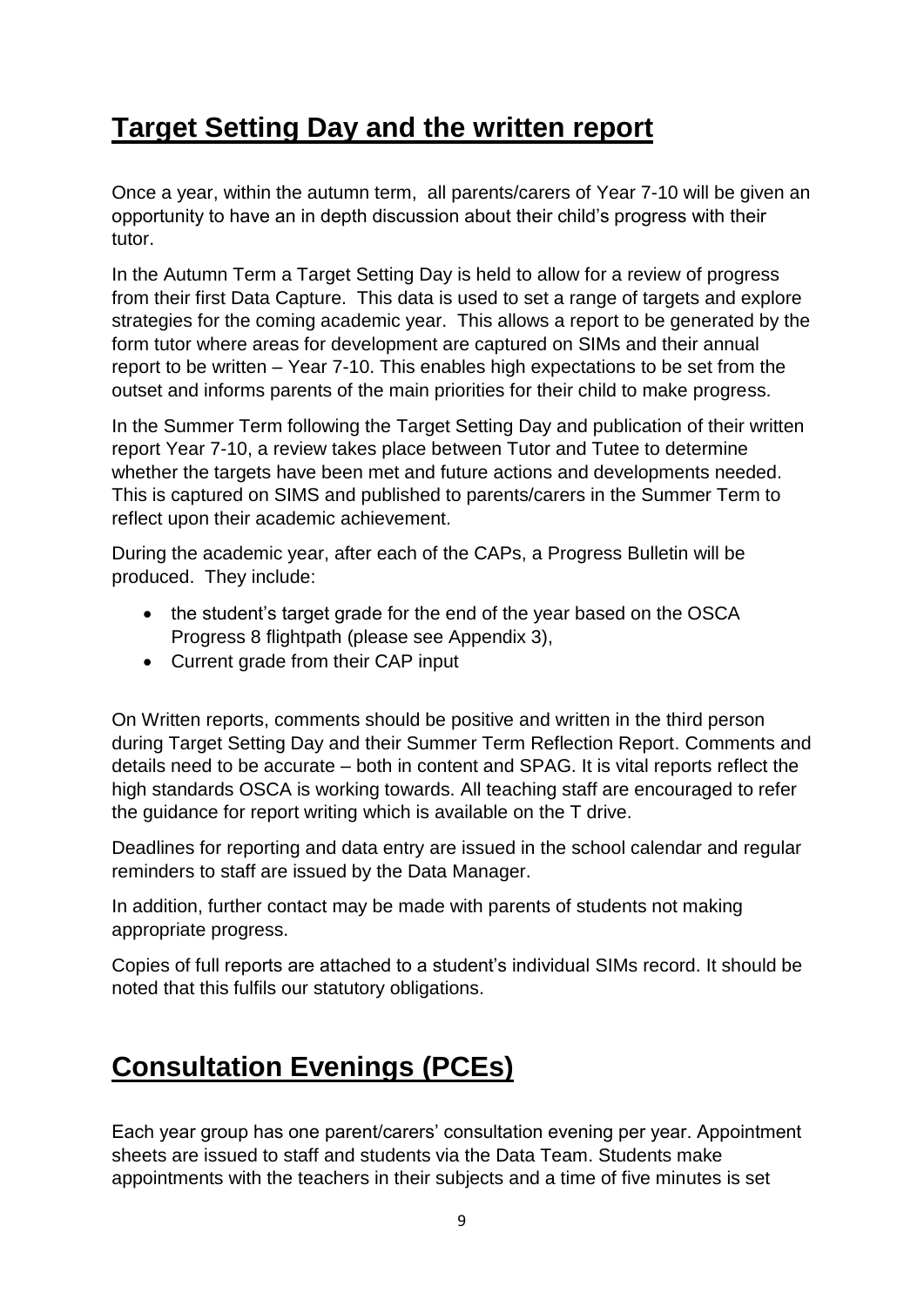## Target Setting Day and the written report

Once a year, within the autumn term, all parents/carers of Year 7-10 will be given an opportunity to have an in depth discussion about their child's progress with their tutor.

In the Autumn Term a Target Setting Day is held to allow for a review of progress from their first Data Capture. This data is used to set a range of targets and explore strategies for the coming academic year. This allows a report to be generated by the form tutor where areas for development are captured on SIMs and their annual report to be written – Year 7-10. This enables high expectations to be set from the outset and informs parents of the main priorities for their child to make progress.

In the Summer Term following the Target Setting Day and publication of their written report Year 7-10, a review takes place between Tutor and Tutee to determine whether the targets have been met and future actions and developments needed. This is captured on SIMS and published to parents/carers in the Summer Term to reflect upon their academic achievement.

During the academic year, after each of the CAPs, a Progress Bulletin will be produced. They include:

- the student's target grade for the end of the year based on the OSCA Progress 8 flightpath (please see Appendix 3),
- Current grade from their CAP input

On Written reports, comments should be positive and written in the third person during Target Setting Day and their Summer Term Reflection Report. Comments and details need to be accurate – both in content and SPAG. It is vital reports reflect the high standards OSCA is working towards. All teaching staff are encouraged to refer the guidance for report writing which is available on the T drive.

Deadlines for reporting and data entry are issued in the school calendar and regular reminders to staff are issued by the Data Manager.

In addition, further contact may be made with parents of students not making appropriate progress.

Copies of full reports are attached to a student's individual SIMs record. It should be noted that this fulfils our statutory obligations.

## Consultation Evenings (PCEs)

Each year group has one parent/carers' consultation evening per year. Appointment sheets are issued to staff and students via the Data Team. Students make appointments with the teachers in their subjects and a time of five minutes is set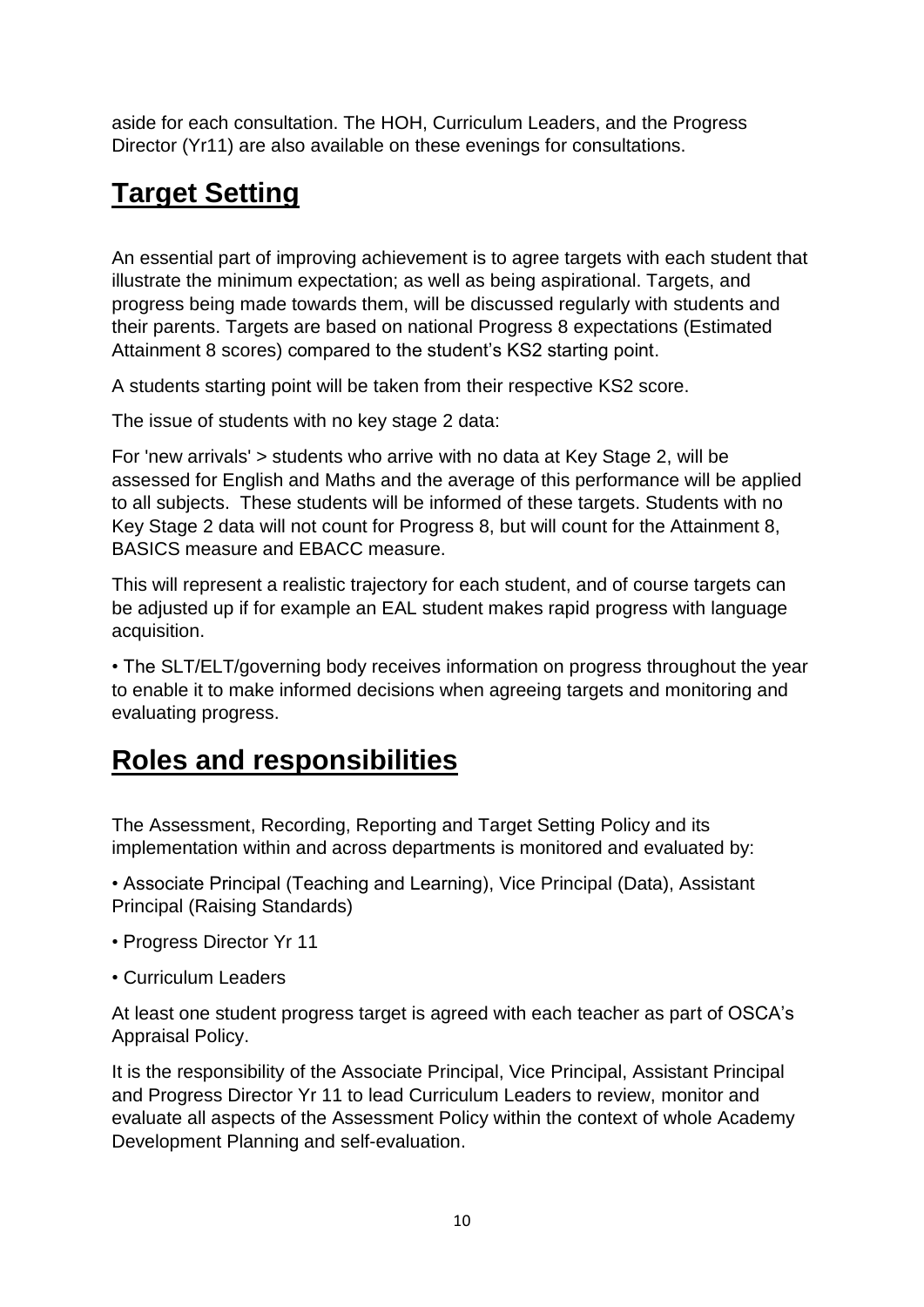aside for each consultation. The HOH, Curriculum Leaders, and the Progress Director (Yr11) are also available on these evenings for consultations.

## Target Setting

An essential part of improving achievement is to agree targets with each student that illustrate the minimum expectation; as well as being aspirational. Targets, and progress being made towards them, will be discussed regularly with students and their parents. Targets are based on national Progress 8 expectations (Estimated Attainment 8 scores) compared to the student's KS2 starting point.

A students starting point will be taken from their respective KS2 score.

The issue of students with no key stage 2 data:

For 'new arrivals' > students who arrive with no data at Key Stage 2, will be assessed for English and Maths and the average of this performance will be applied to all subjects. These students will be informed of these targets. Students with no Key Stage 2 data will not count for Progress 8, but will count for the Attainment 8, BASICS measure and EBACC measure.

This will represent a realistic trajectory for each student, and of course targets can be adjusted up if for example an EAL student makes rapid progress with language acquisition.

• The SLT/ELT/governing body receives information on progress throughout the year to enable it to make informed decisions when agreeing targets and monitoring and evaluating progress.

## Roles and responsibilities

The Assessment, Recording, Reporting and Target Setting Policy and its implementation within and across departments is monitored and evaluated by:

• Associate Principal (Teaching and Learning), Vice Principal (Data), Assistant Principal (Raising Standards)

• Progress Director Yr 11

• Curriculum Leaders

At least one student progress target is agreed with each teacher as part of OSCA's Appraisal Policy.

It is the responsibility of the Associate Principal, Vice Principal, Assistant Principal and Progress Director Yr 11 to lead Curriculum Leaders to review, monitor and evaluate all aspects of the Assessment Policy within the context of whole Academy Development Planning and self-evaluation.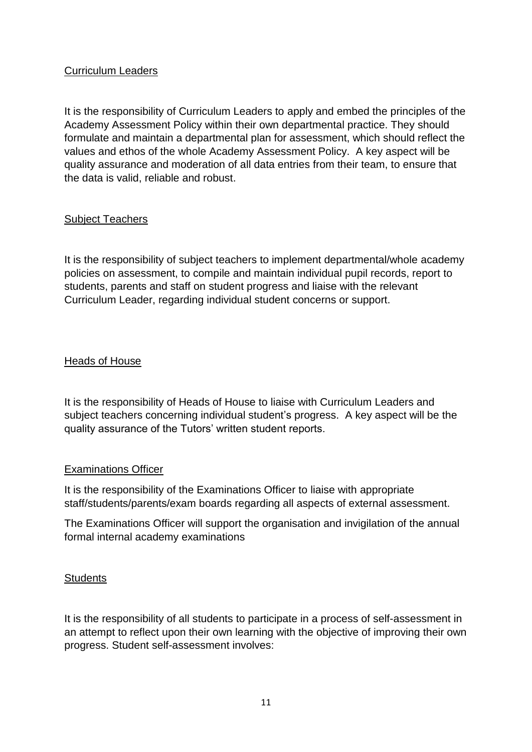### Curriculum Leaders

It is the responsibility of Curriculum Leaders to apply and embed the principles of the Academy Assessment Policy within their own departmental practice. They should formulate and maintain a departmental plan for assessment, which should reflect the values and ethos of the whole Academy Assessment Policy. A key aspect will be quality assurance and moderation of all data entries from their team, to ensure that the data is valid, reliable and robust.

### Subject Teachers

It is the responsibility of subject teachers to implement departmental/whole academy policies on assessment, to compile and maintain individual pupil records, report to students, parents and staff on student progress and liaise with the relevant Curriculum Leader, regarding individual student concerns or support.

### Heads of House

It is the responsibility of Heads of House to liaise with Curriculum Leaders and subject teachers concerning individual student's progress. A key aspect will be the quality assurance of the Tutors' written student reports.

### Examinations Officer

It is the responsibility of the Examinations Officer to liaise with appropriate staff/students/parents/exam boards regarding all aspects of external assessment.

The Examinations Officer will support the organisation and invigilation of the annual formal internal academy examinations

### Students

It is the responsibility of all students to participate in a process of self-assessment in an attempt to reflect upon their own learning with the objective of improving their own progress. Student self-assessment involves: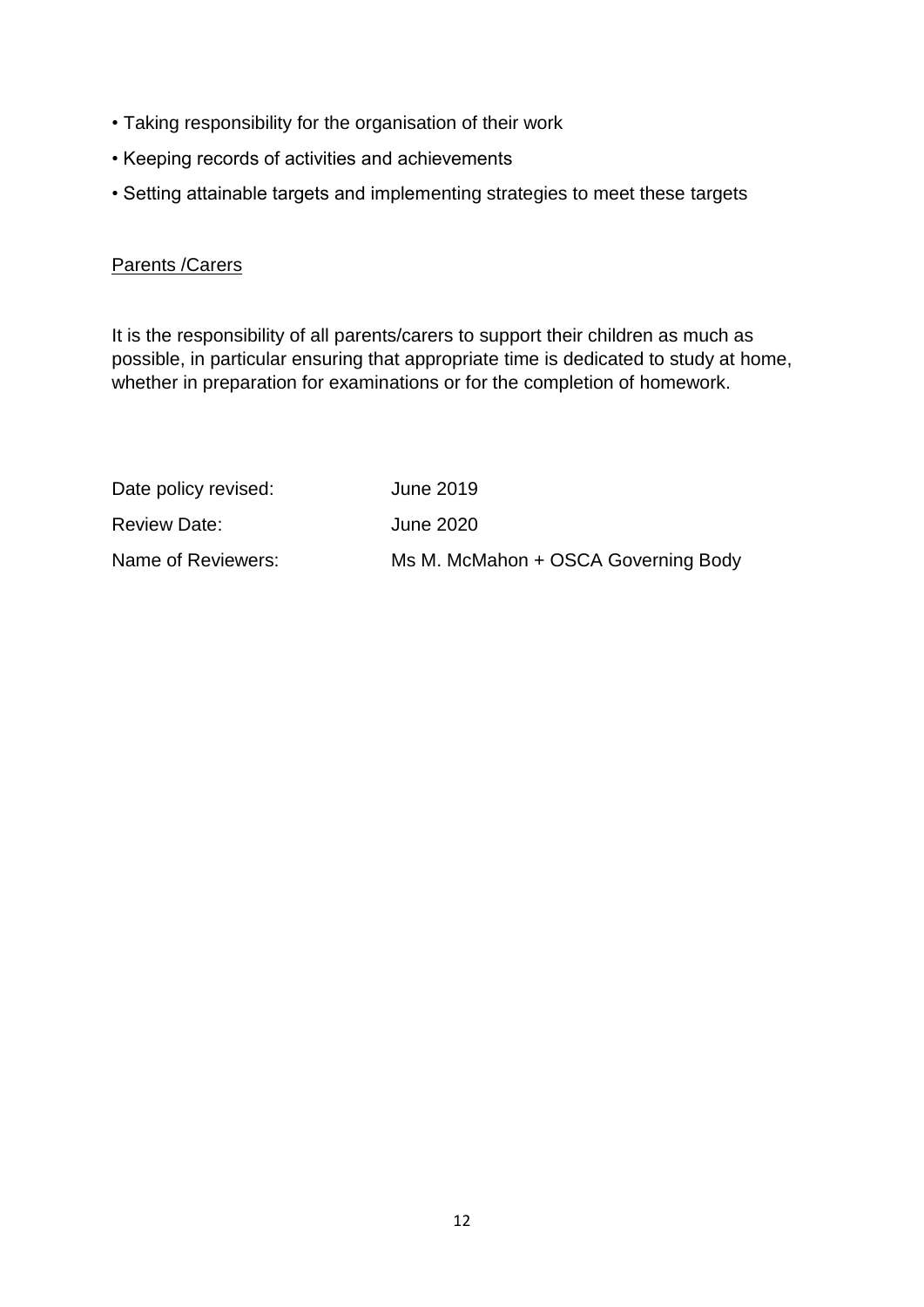- Taking responsibility for the organisation of their work
- Keeping records of activities and achievements
- Setting attainable targets and implementing strategies to meet these targets

<u>Parents /Carers</u>

It is the responsibility of all parents/carers to support their children as much as possible, in particular ensuring that appropriate time is dedicated to study at home, whether in preparation for examinations or for the completion of homework.

| | |
|---|---|
| Date policy revised: | June 2019 |
| Review Date: | June 2020 |
| Name of Reviewers: | Ms M. McMahon + OSCA Governing Body |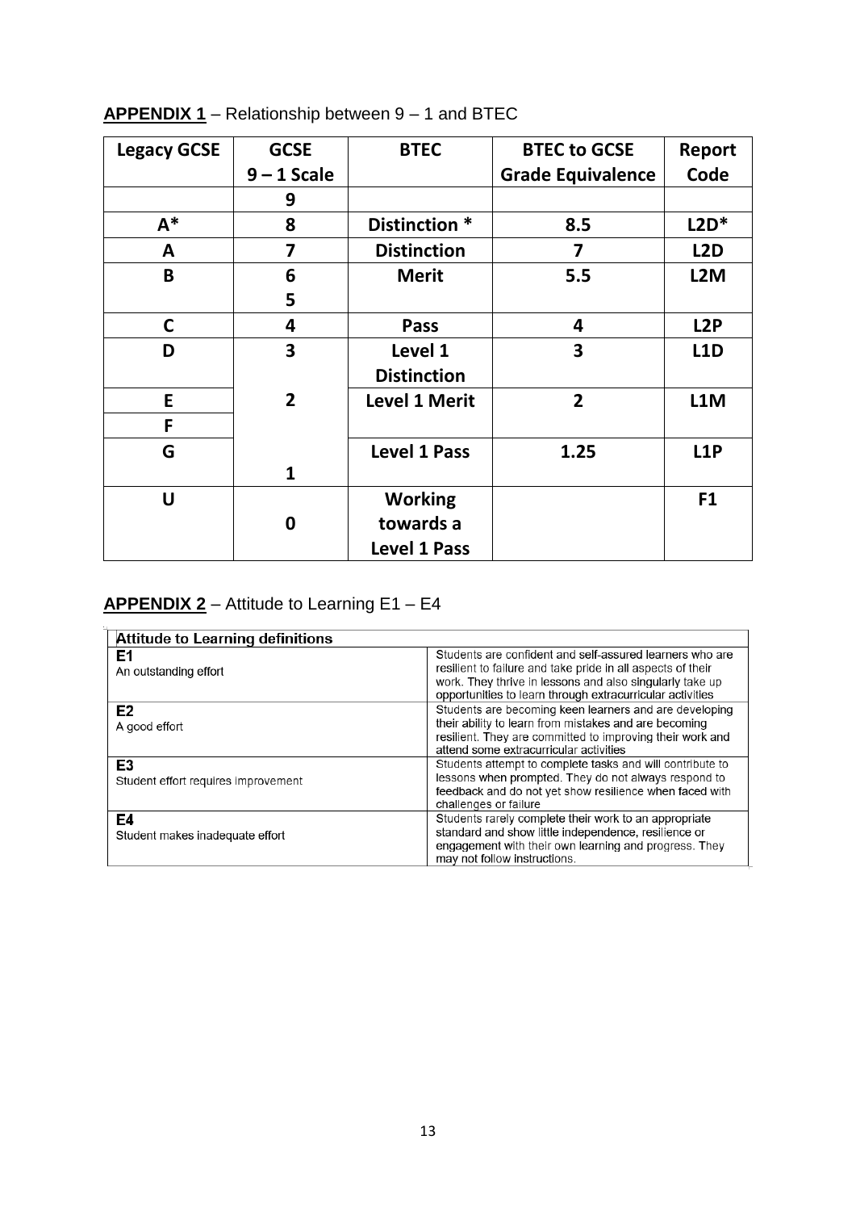**APPENDIX 1** – Relationship between 9 – 1 and BTEC

| Legacy GCSE | GCSE 9 – 1 Scale | BTEC | BTEC to GCSE Grade Equivalence | Report Code |
|---|---|---|---|---|
| | 9 | | | |
| A* | 8 | Distinction * | 8.5 | L2D* |
| A | 7 | Distinction | 7 | L2D |
| B | 6<br>5 | Merit | 5.5 | L2M |
| C | 4 | Pass | 4 | L2P |
| D | 3 | Level 1 Distinction | 3 | L1D |
| E | 2 | Level 1 Merit | 2 | L1M |
| F | | | | |
| G | 1 | Level 1 Pass | 1.25 | L1P |
| U | 0 | Working towards a Level 1 Pass | | F1 |

**APPENDIX 2** – Attitude to Learning E1 – E4

| Attitude to Learning definitions | |
|---|---|
| **E1**<br>An outstanding effort | Students are confident and self-assured learners who are resilient to failure and take pride in all aspects of their work. They thrive in lessons and also singularly take up opportunities to learn through extracurricular activities |
| **E2**<br>A good effort | Students are becoming keen learners and are developing their ability to learn from mistakes and are becoming resilient. They are committed to improving their work and attend some extracurricular activities |
| **E3**<br>Student effort requires improvement | Students attempt to complete tasks and will contribute to lessons when prompted. They do not always respond to feedback and do not yet show resilience when faced with challenges or failure |
| **E4**<br>Student makes inadequate effort | Students rarely complete their work to an appropriate standard and show little independence, resilience or engagement with their own learning and progress. They may not follow instructions. |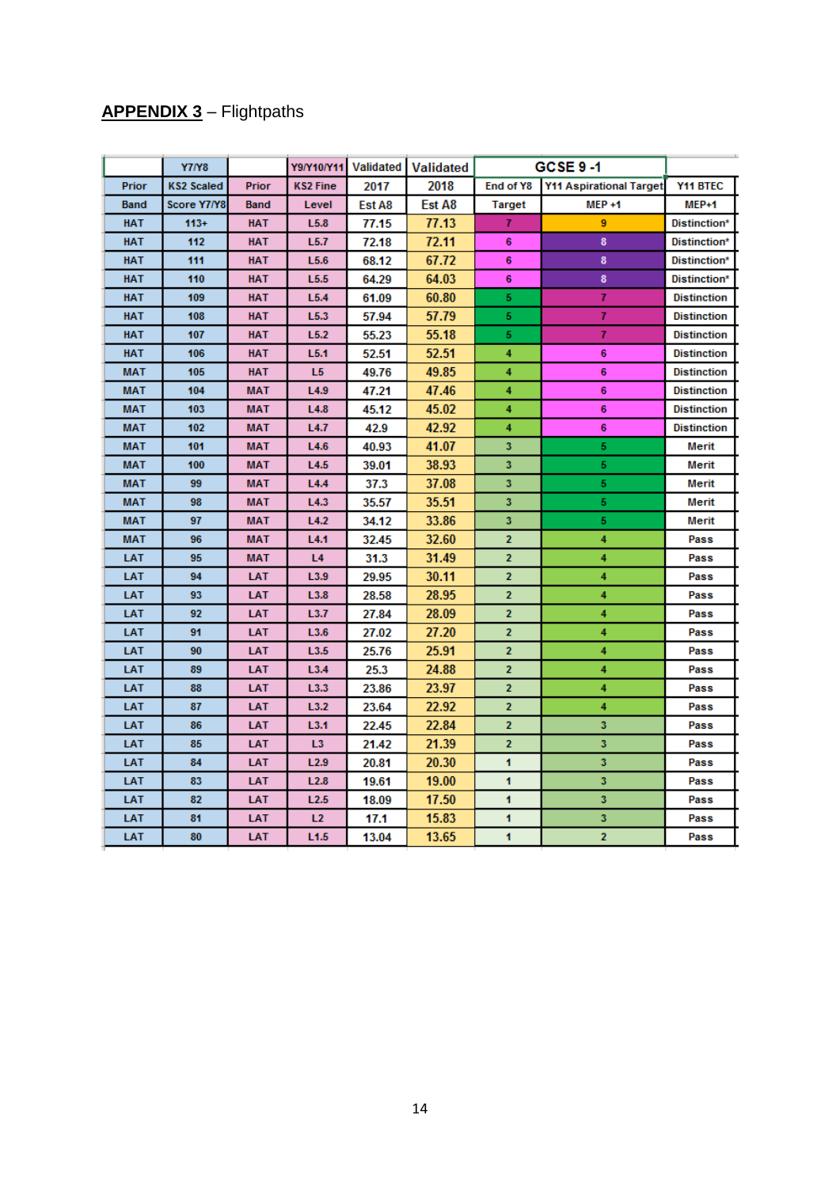**APPENDIX 3** – Flightpaths

| | Y7/Y8 | | Y9/Y10/Y11 | Validated | Validated | GCSE 9 -1 | | |
|---|---|---|---|---|---|---|---|---|
| Prior | KS2 Scaled | Prior | KS2 Fine | 2017 | 2018 | End of Y8 | Y11 Aspirational Target | Y11 BTEC |
| Band | Score Y7/Y8 | Band | Level | Est A8 | Est A8 | Target | MEP +1 | MEP+1 |
| HAT | 113+ | HAT | L5.8 | 77.15 | 77.13 | 7 | 9 | Distinction* |
| HAT | 112 | HAT | L5.7 | 72.18 | 72.11 | 6 | 8 | Distinction* |
| HAT | 111 | HAT | L5.6 | 68.12 | 67.72 | 6 | 8 | Distinction* |
| HAT | 110 | HAT | L5.5 | 64.29 | 64.03 | 6 | 8 | Distinction* |
| HAT | 109 | HAT | L5.4 | 61.09 | 60.80 | 5 | 7 | Distinction |
| HAT | 108 | HAT | L5.3 | 57.94 | 57.79 | 5 | 7 | Distinction |
| HAT | 107 | HAT | L5.2 | 55.23 | 55.18 | 5 | 7 | Distinction |
| HAT | 106 | HAT | L5.1 | 52.51 | 52.51 | 4 | 6 | Distinction |
| MAT | 105 | HAT | L5 | 49.76 | 49.85 | 4 | 6 | Distinction |
| MAT | 104 | MAT | L4.9 | 47.21 | 47.46 | 4 | 6 | Distinction |
| MAT | 103 | MAT | L4.8 | 45.12 | 45.02 | 4 | 6 | Distinction |
| MAT | 102 | MAT | L4.7 | 42.9 | 42.92 | 4 | 6 | Distinction |
| MAT | 101 | MAT | L4.6 | 40.93 | 41.07 | 3 | 5 | Merit |
| MAT | 100 | MAT | L4.5 | 39.01 | 38.93 | 3 | 5 | Merit |
| MAT | 99 | MAT | L4.4 | 37.3 | 37.08 | 3 | 5 | Merit |
| MAT | 98 | MAT | L4.3 | 35.57 | 35.51 | 3 | 5 | Merit |
| MAT | 97 | MAT | L4.2 | 34.12 | 33.86 | 3 | 5 | Merit |
| MAT | 96 | MAT | L4.1 | 32.45 | 32.60 | 2 | 4 | Pass |
| LAT | 95 | MAT | L4 | 31.3 | 31.49 | 2 | 4 | Pass |
| LAT | 94 | LAT | L3.9 | 29.95 | 30.11 | 2 | 4 | Pass |
| LAT | 93 | LAT | L3.8 | 28.58 | 28.95 | 2 | 4 | Pass |
| LAT | 92 | LAT | L3.7 | 27.84 | 28.09 | 2 | 4 | Pass |
| LAT | 91 | LAT | L3.6 | 27.02 | 27.20 | 2 | 4 | Pass |
| LAT | 90 | LAT | L3.5 | 25.76 | 25.91 | 2 | 4 | Pass |
| LAT | 89 | LAT | L3.4 | 25.3 | 24.88 | 2 | 4 | Pass |
| LAT | 88 | LAT | L3.3 | 23.86 | 23.97 | 2 | 4 | Pass |
| LAT | 87 | LAT | L3.2 | 23.64 | 22.92 | 2 | 4 | Pass |
| LAT | 86 | LAT | L3.1 | 22.45 | 22.84 | 2 | 3 | Pass |
| LAT | 85 | LAT | L3 | 21.42 | 21.39 | 2 | 3 | Pass |
| LAT | 84 | LAT | L2.9 | 20.81 | 20.30 | 1 | 3 | Pass |
| LAT | 83 | LAT | L2.8 | 19.61 | 19.00 | 1 | 3 | Pass |
| LAT | 82 | LAT | L2.5 | 18.09 | 17.50 | 1 | 3 | Pass |
| LAT | 81 | LAT | L2 | 17.1 | 15.83 | 1 | 3 | Pass |
| LAT | 80 | LAT | L1.5 | 13.04 | 13.65 | 1 | 2 | Pass |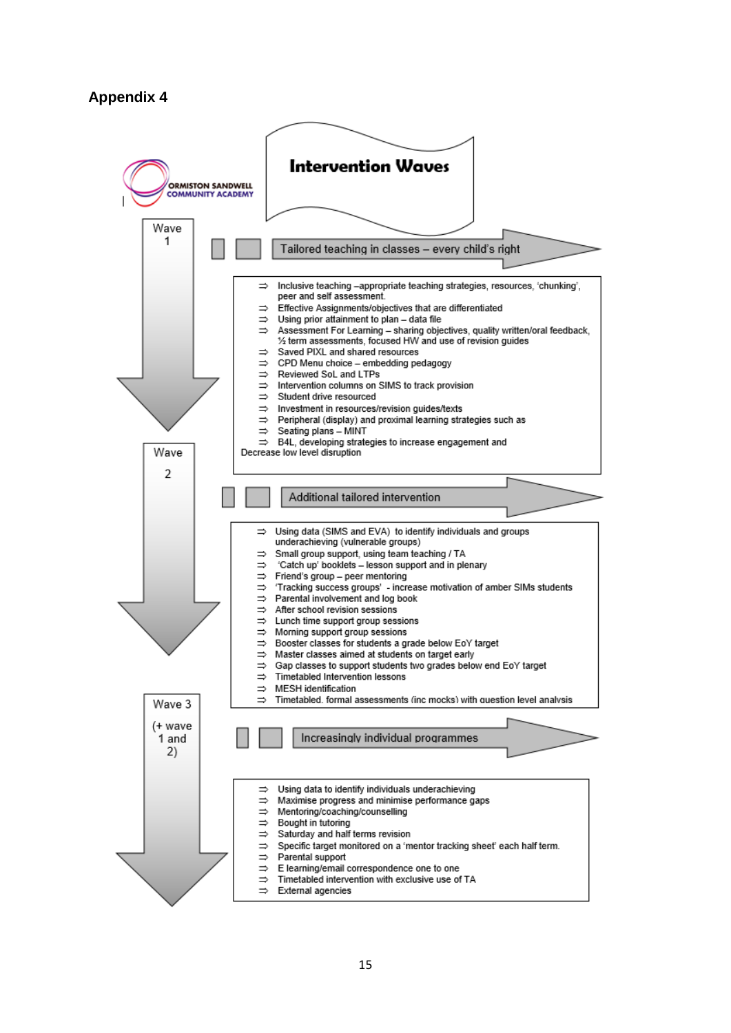## Appendix 4

ORMISTON SANDWELL COMMUNITY ACADEMY

# Intervention Waves

### Wave 1

**Tailored teaching in classes – every child's right**

- Inclusive teaching –appropriate teaching strategies, resources, 'chunking', peer and self assessment.
- Effective Assignments/objectives that are differentiated
- Using prior attainment to plan – data file
- Assessment For Learning – sharing objectives, quality written/oral feedback, ½ term assessments, focused HW and use of revision guides
- Saved PIXL and shared resources
- CPD Menu choice – embedding pedagogy
- Reviewed SoL and LTPs
- Intervention columns on SIMS to track provision
- Student drive resourced
- Investment in resources/revision guides/texts
- Peripheral (display) and proximal learning strategies such as
- Seating plans – MINT
- B4L, developing strategies to increase engagement and

Decrease low level disruption

### Wave 2

**Additional tailored intervention**

- Using data (SIMS and EVA) to identify individuals and groups underachieving (vulnerable groups)
- Small group support, using team teaching / TA
- 'Catch up' booklets – lesson support and in plenary
- Friend's group – peer mentoring
- 'Tracking success groups' - increase motivation of amber SIMs students
- Parental involvement and log book
- After school revision sessions
- Lunch time support group sessions
- Morning support group sessions
- Booster classes for students a grade below EoY target
- Master classes aimed at students on target early
- Gap classes to support students two grades below end EoY target
- Timetabled Intervention lessons
- MESH identification
- Timetabled, formal assessments (inc mocks) with question level analysis

### Wave 3 (+ wave 1 and 2)

**Increasingly individual programmes**

- Using data to identify individuals underachieving
- Maximise progress and minimise performance gaps
- Mentoring/coaching/counselling
- Bought in tutoring
- Saturday and half terms revision
- Specific target monitored on a 'mentor tracking sheet' each half term.
- Parental support
- E learning/email correspondence one to one
- Timetabled intervention with exclusive use of TA
- External agencies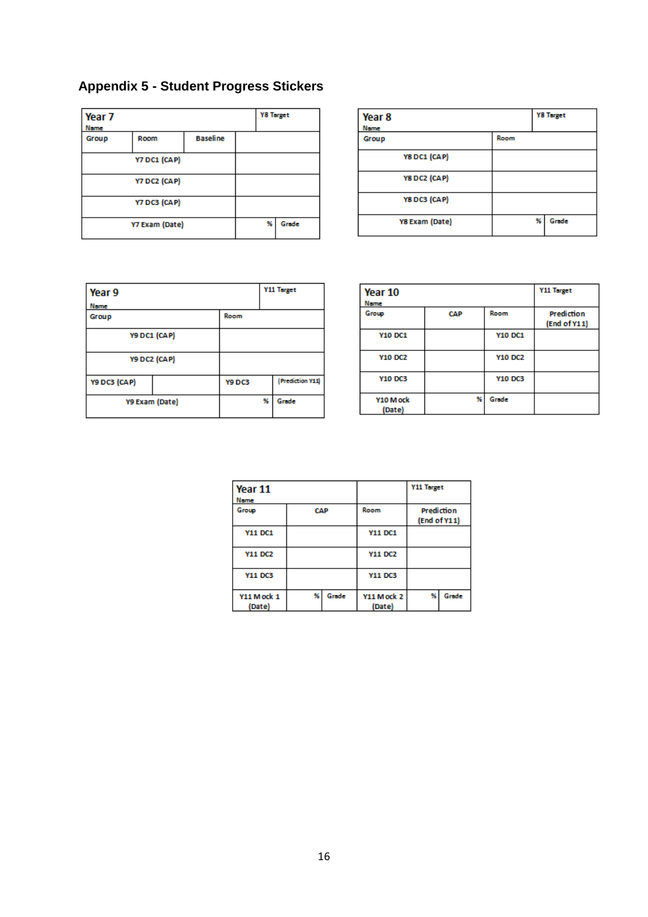## Appendix 5 - Student Progress Stickers

| Year 7<br>Name | | | Y8 Target | |
|---|---|---|---|---|
| Group | Room | Baseline | | |
| Y7 DC1 (CAP) | | | | |
| Y7 DC2 (CAP) | | | | |
| Y7 DC3 (CAP) | | | | |
| Y7 Exam (Date) | | | % | Grade |

| Year 8<br>Name | Y8 Target | |
|---|---|---|
| Group | Room | |
| Y8 DC1 (CAP) | | |
| Y8 DC2 (CAP) | | |
| Y8 DC3 (CAP) | | |
| Y8 Exam (Date) | % | Grade |

| Year 9<br>Name | | | Y11 Target |
|---|---|---|---|
| Group | | Room | |
| Y9 DC1 (CAP) | | | |
| Y9 DC2 (CAP) | | | |
| Y9 DC3 (CAP) | | Y9 DC3 | (Prediction Y11) |
| Y9 Exam (Date) | | % | Grade |

| Year 10<br>Name | | | Y11 Target |
|---|---|---|---|
| Group | CAP | Room | Prediction (End of Y11) |
| Y10 DC1 | | Y10 DC1 | |
| Y10 DC2 | | Y10 DC2 | |
| Y10 DC3 | | Y10 DC3 | |
| Y10 Mock (Date) | % | Grade | |

| Year 11<br>Name | | | | Y11 Target | |
|---|---|---|---|---|---|
| Group | CAP | | Room | Prediction (End of Y11) | |
| Y11 DC1 | | | Y11 DC1 | | |
| Y11 DC2 | | | Y11 DC2 | | |
| Y11 DC3 | | | Y11 DC3 | | |
| Y11 Mock 1 (Date) | % | Grade | Y11 Mock 2 (Date) | % | Grade |